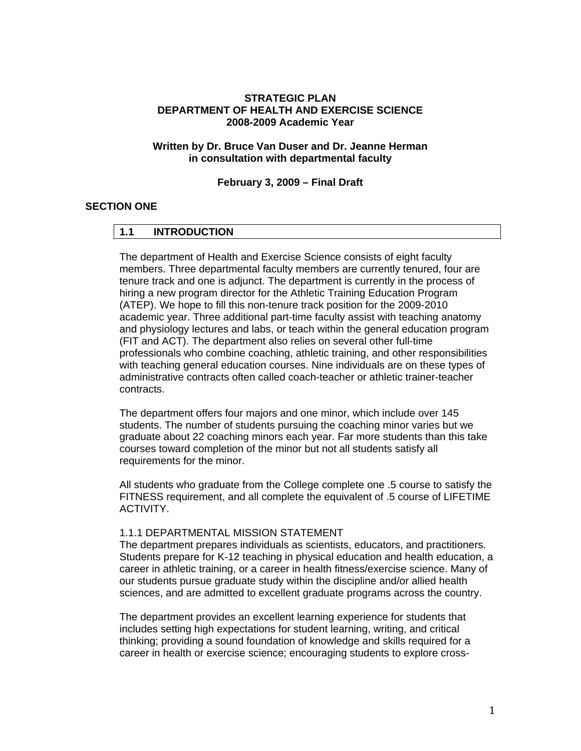**STRATEGIC PLAN**
**DEPARTMENT OF HEALTH AND EXERCISE SCIENCE**
**2008-2009 Academic Year**

**Written by Dr. Bruce Van Duser and Dr. Jeanne Herman**
**in consultation with departmental faculty**

**February 3, 2009 – Final Draft**

# SECTION ONE

## 1.1 INTRODUCTION

The department of Health and Exercise Science consists of eight faculty members. Three departmental faculty members are currently tenured, four are tenure track and one is adjunct. The department is currently in the process of hiring a new program director for the Athletic Training Education Program (ATEP). We hope to fill this non-tenure track position for the 2009-2010 academic year. Three additional part-time faculty assist with teaching anatomy and physiology lectures and labs, or teach within the general education program (FIT and ACT). The department also relies on several other full-time professionals who combine coaching, athletic training, and other responsibilities with teaching general education courses. Nine individuals are on these types of administrative contracts often called coach-teacher or athletic trainer-teacher contracts.

The department offers four majors and one minor, which include over 145 students. The number of students pursuing the coaching minor varies but we graduate about 22 coaching minors each year. Far more students than this take courses toward completion of the minor but not all students satisfy all requirements for the minor.

All students who graduate from the College complete one .5 course to satisfy the FITNESS requirement, and all complete the equivalent of .5 course of LIFETIME ACTIVITY.

### 1.1.1 DEPARTMENTAL MISSION STATEMENT

The department prepares individuals as scientists, educators, and practitioners. Students prepare for K-12 teaching in physical education and health education, a career in athletic training, or a career in health fitness/exercise science. Many of our students pursue graduate study within the discipline and/or allied health sciences, and are admitted to excellent graduate programs across the country.

The department provides an excellent learning experience for students that includes setting high expectations for student learning, writing, and critical thinking; providing a sound foundation of knowledge and skills required for a career in health or exercise science; encouraging students to explore cross-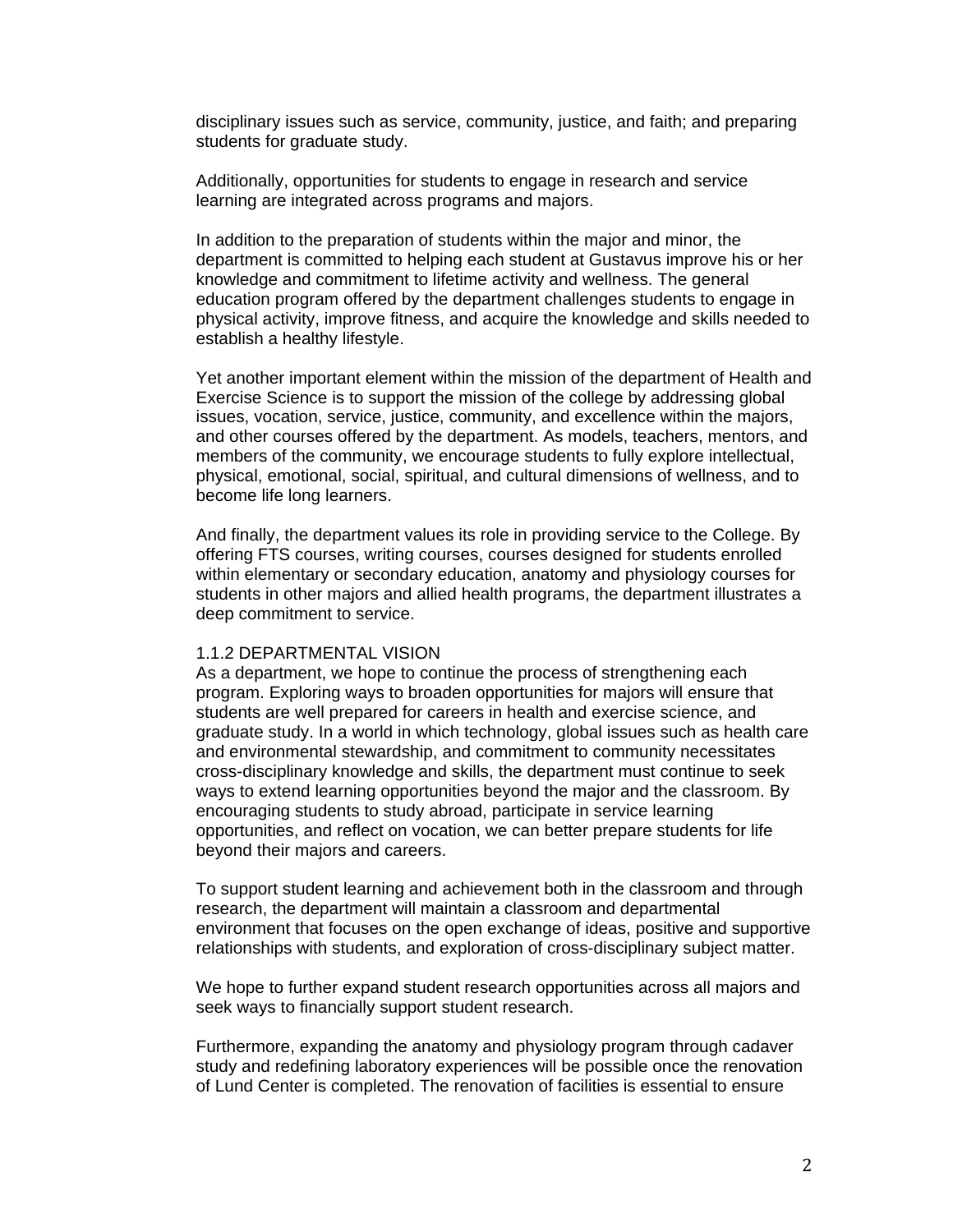disciplinary issues such as service, community, justice, and faith; and preparing students for graduate study.

Additionally, opportunities for students to engage in research and service learning are integrated across programs and majors.

In addition to the preparation of students within the major and minor, the department is committed to helping each student at Gustavus improve his or her knowledge and commitment to lifetime activity and wellness. The general education program offered by the department challenges students to engage in physical activity, improve fitness, and acquire the knowledge and skills needed to establish a healthy lifestyle.

Yet another important element within the mission of the department of Health and Exercise Science is to support the mission of the college by addressing global issues, vocation, service, justice, community, and excellence within the majors, and other courses offered by the department. As models, teachers, mentors, and members of the community, we encourage students to fully explore intellectual, physical, emotional, social, spiritual, and cultural dimensions of wellness, and to become life long learners.

And finally, the department values its role in providing service to the College. By offering FTS courses, writing courses, courses designed for students enrolled within elementary or secondary education, anatomy and physiology courses for students in other majors and allied health programs, the department illustrates a deep commitment to service.

### 1.1.2 DEPARTMENTAL VISION

As a department, we hope to continue the process of strengthening each program. Exploring ways to broaden opportunities for majors will ensure that students are well prepared for careers in health and exercise science, and graduate study. In a world in which technology, global issues such as health care and environmental stewardship, and commitment to community necessitates cross-disciplinary knowledge and skills, the department must continue to seek ways to extend learning opportunities beyond the major and the classroom. By encouraging students to study abroad, participate in service learning opportunities, and reflect on vocation, we can better prepare students for life beyond their majors and careers.

To support student learning and achievement both in the classroom and through research, the department will maintain a classroom and departmental environment that focuses on the open exchange of ideas, positive and supportive relationships with students, and exploration of cross-disciplinary subject matter.

We hope to further expand student research opportunities across all majors and seek ways to financially support student research.

Furthermore, expanding the anatomy and physiology program through cadaver study and redefining laboratory experiences will be possible once the renovation of Lund Center is completed. The renovation of facilities is essential to ensure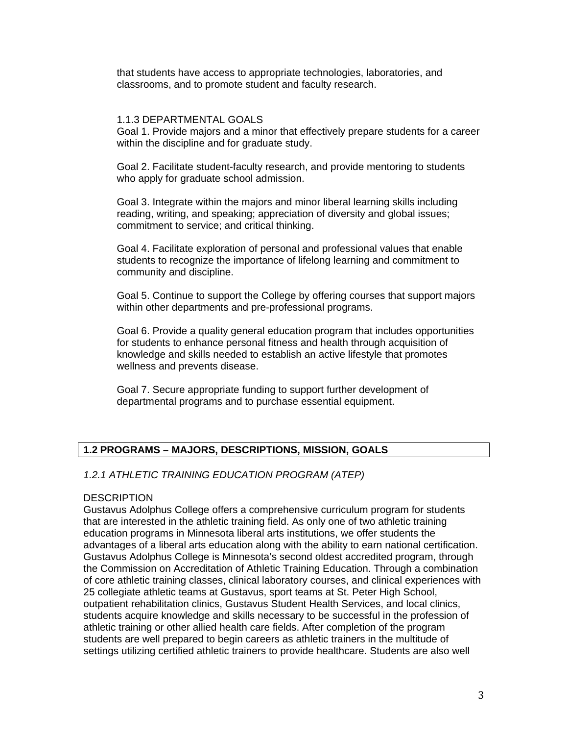that students have access to appropriate technologies, laboratories, and classrooms, and to promote student and faculty research.

### 1.1.3 DEPARTMENTAL GOALS

Goal 1. Provide majors and a minor that effectively prepare students for a career within the discipline and for graduate study.

Goal 2. Facilitate student-faculty research, and provide mentoring to students who apply for graduate school admission.

Goal 3. Integrate within the majors and minor liberal learning skills including reading, writing, and speaking; appreciation of diversity and global issues; commitment to service; and critical thinking.

Goal 4. Facilitate exploration of personal and professional values that enable students to recognize the importance of lifelong learning and commitment to community and discipline.

Goal 5. Continue to support the College by offering courses that support majors within other departments and pre-professional programs.

Goal 6. Provide a quality general education program that includes opportunities for students to enhance personal fitness and health through acquisition of knowledge and skills needed to establish an active lifestyle that promotes wellness and prevents disease.

Goal 7. Secure appropriate funding to support further development of departmental programs and to purchase essential equipment.

## 1.2 PROGRAMS – MAJORS, DESCRIPTIONS, MISSION, GOALS

### *1.2.1 ATHLETIC TRAINING EDUCATION PROGRAM (ATEP)*

DESCRIPTION

Gustavus Adolphus College offers a comprehensive curriculum program for students that are interested in the athletic training field. As only one of two athletic training education programs in Minnesota liberal arts institutions, we offer students the advantages of a liberal arts education along with the ability to earn national certification. Gustavus Adolphus College is Minnesota's second oldest accredited program, through the Commission on Accreditation of Athletic Training Education. Through a combination of core athletic training classes, clinical laboratory courses, and clinical experiences with 25 collegiate athletic teams at Gustavus, sport teams at St. Peter High School, outpatient rehabilitation clinics, Gustavus Student Health Services, and local clinics, students acquire knowledge and skills necessary to be successful in the profession of athletic training or other allied health care fields. After completion of the program students are well prepared to begin careers as athletic trainers in the multitude of settings utilizing certified athletic trainers to provide healthcare. Students are also well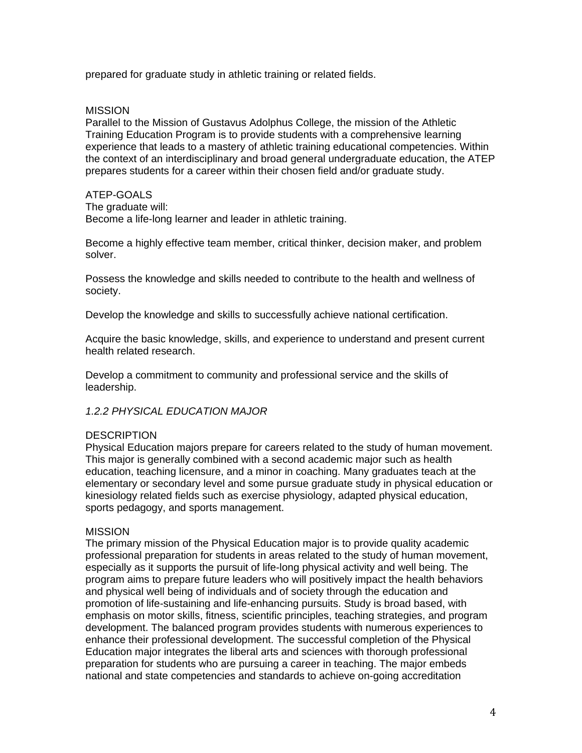prepared for graduate study in athletic training or related fields.

MISSION
Parallel to the Mission of Gustavus Adolphus College, the mission of the Athletic Training Education Program is to provide students with a comprehensive learning experience that leads to a mastery of athletic training educational competencies. Within the context of an interdisciplinary and broad general undergraduate education, the ATEP prepares students for a career within their chosen field and/or graduate study.

ATEP-GOALS
The graduate will:
Become a life-long learner and leader in athletic training.

Become a highly effective team member, critical thinker, decision maker, and problem solver.

Possess the knowledge and skills needed to contribute to the health and wellness of society.

Develop the knowledge and skills to successfully achieve national certification.

Acquire the basic knowledge, skills, and experience to understand and present current health related research.

Develop a commitment to community and professional service and the skills of leadership.

*1.2.2 PHYSICAL EDUCATION MAJOR*

DESCRIPTION
Physical Education majors prepare for careers related to the study of human movement. This major is generally combined with a second academic major such as health education, teaching licensure, and a minor in coaching. Many graduates teach at the elementary or secondary level and some pursue graduate study in physical education or kinesiology related fields such as exercise physiology, adapted physical education, sports pedagogy, and sports management.

MISSION
The primary mission of the Physical Education major is to provide quality academic professional preparation for students in areas related to the study of human movement, especially as it supports the pursuit of life-long physical activity and well being. The program aims to prepare future leaders who will positively impact the health behaviors and physical well being of individuals and of society through the education and promotion of life-sustaining and life-enhancing pursuits. Study is broad based, with emphasis on motor skills, fitness, scientific principles, teaching strategies, and program development. The balanced program provides students with numerous experiences to enhance their professional development. The successful completion of the Physical Education major integrates the liberal arts and sciences with thorough professional preparation for students who are pursuing a career in teaching. The major embeds national and state competencies and standards to achieve on-going accreditation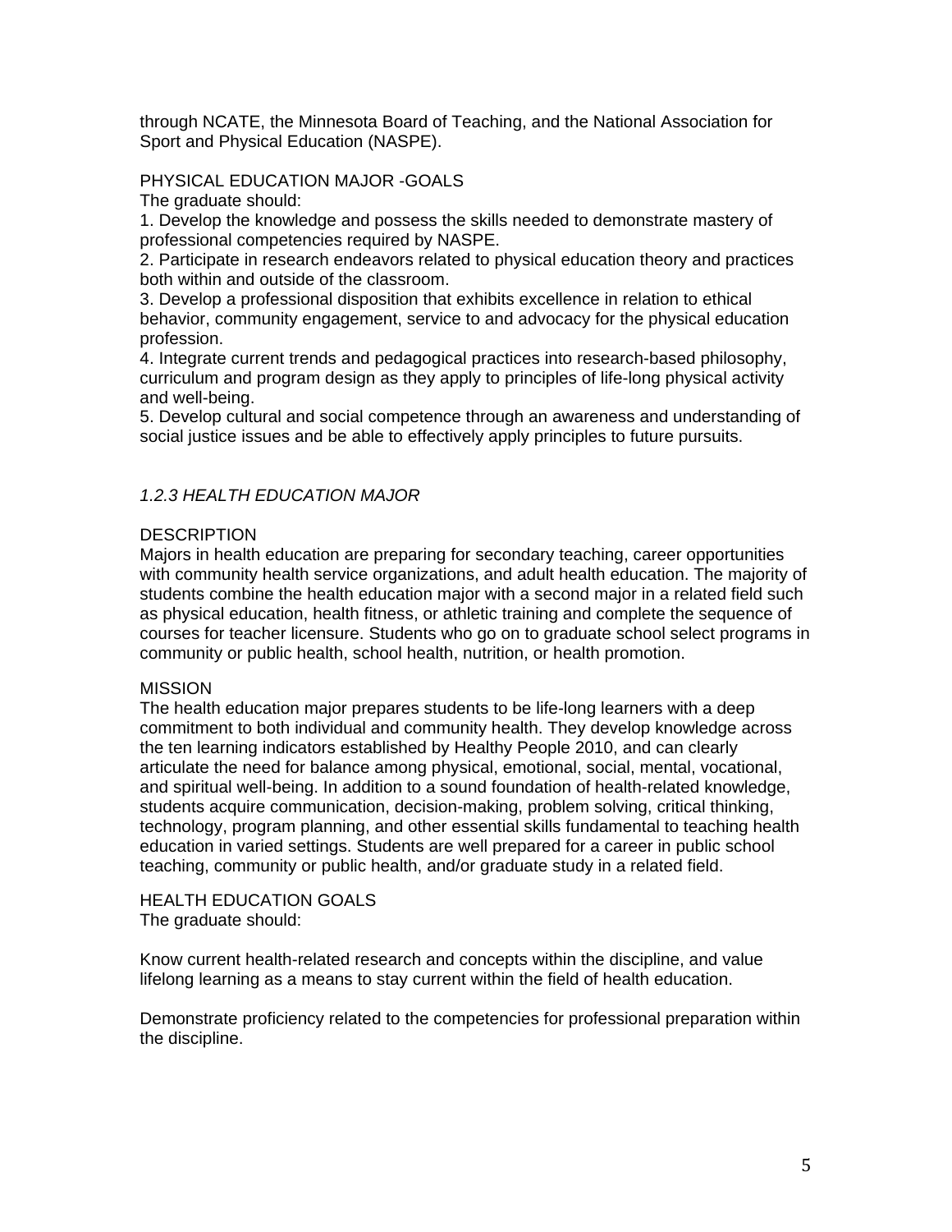through NCATE, the Minnesota Board of Teaching, and the National Association for Sport and Physical Education (NASPE).

PHYSICAL EDUCATION MAJOR -GOALS

The graduate should:

1. Develop the knowledge and possess the skills needed to demonstrate mastery of professional competencies required by NASPE.
2. Participate in research endeavors related to physical education theory and practices both within and outside of the classroom.
3. Develop a professional disposition that exhibits excellence in relation to ethical behavior, community engagement, service to and advocacy for the physical education profession.
4. Integrate current trends and pedagogical practices into research-based philosophy, curriculum and program design as they apply to principles of life-long physical activity and well-being.
5. Develop cultural and social competence through an awareness and understanding of social justice issues and be able to effectively apply principles to future pursuits.

### *1.2.3 HEALTH EDUCATION MAJOR*

DESCRIPTION

Majors in health education are preparing for secondary teaching, career opportunities with community health service organizations, and adult health education. The majority of students combine the health education major with a second major in a related field such as physical education, health fitness, or athletic training and complete the sequence of courses for teacher licensure. Students who go on to graduate school select programs in community or public health, school health, nutrition, or health promotion.

MISSION

The health education major prepares students to be life-long learners with a deep commitment to both individual and community health. They develop knowledge across the ten learning indicators established by Healthy People 2010, and can clearly articulate the need for balance among physical, emotional, social, mental, vocational, and spiritual well-being. In addition to a sound foundation of health-related knowledge, students acquire communication, decision-making, problem solving, critical thinking, technology, program planning, and other essential skills fundamental to teaching health education in varied settings. Students are well prepared for a career in public school teaching, community or public health, and/or graduate study in a related field.

HEALTH EDUCATION GOALS

The graduate should:

Know current health-related research and concepts within the discipline, and value lifelong learning as a means to stay current within the field of health education.

Demonstrate proficiency related to the competencies for professional preparation within the discipline.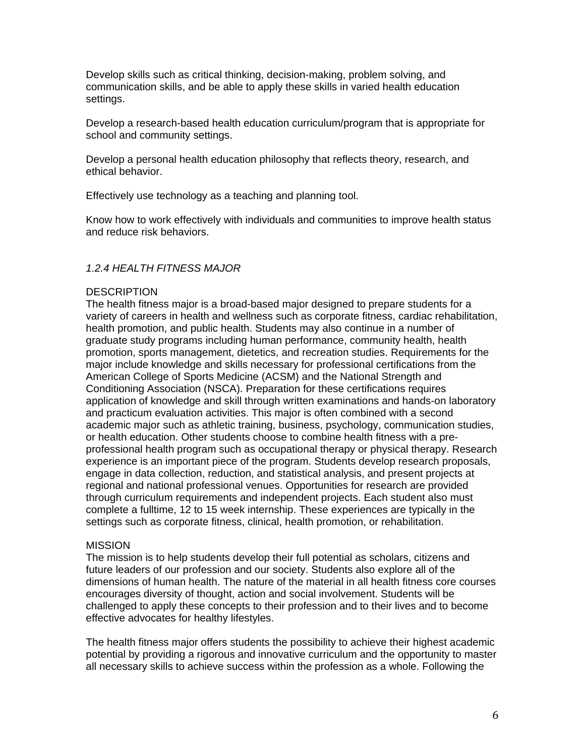Develop skills such as critical thinking, decision-making, problem solving, and communication skills, and be able to apply these skills in varied health education settings.

Develop a research-based health education curriculum/program that is appropriate for school and community settings.

Develop a personal health education philosophy that reflects theory, research, and ethical behavior.

Effectively use technology as a teaching and planning tool.

Know how to work effectively with individuals and communities to improve health status and reduce risk behaviors.

### *1.2.4 HEALTH FITNESS MAJOR*

DESCRIPTION

The health fitness major is a broad-based major designed to prepare students for a variety of careers in health and wellness such as corporate fitness, cardiac rehabilitation, health promotion, and public health. Students may also continue in a number of graduate study programs including human performance, community health, health promotion, sports management, dietetics, and recreation studies. Requirements for the major include knowledge and skills necessary for professional certifications from the American College of Sports Medicine (ACSM) and the National Strength and Conditioning Association (NSCA). Preparation for these certifications requires application of knowledge and skill through written examinations and hands-on laboratory and practicum evaluation activities. This major is often combined with a second academic major such as athletic training, business, psychology, communication studies, or health education. Other students choose to combine health fitness with a pre-professional health program such as occupational therapy or physical therapy. Research experience is an important piece of the program. Students develop research proposals, engage in data collection, reduction, and statistical analysis, and present projects at regional and national professional venues. Opportunities for research are provided through curriculum requirements and independent projects. Each student also must complete a fulltime, 12 to 15 week internship. These experiences are typically in the settings such as corporate fitness, clinical, health promotion, or rehabilitation.

MISSION

The mission is to help students develop their full potential as scholars, citizens and future leaders of our profession and our society. Students also explore all of the dimensions of human health. The nature of the material in all health fitness core courses encourages diversity of thought, action and social involvement. Students will be challenged to apply these concepts to their profession and to their lives and to become effective advocates for healthy lifestyles.

The health fitness major offers students the possibility to achieve their highest academic potential by providing a rigorous and innovative curriculum and the opportunity to master all necessary skills to achieve success within the profession as a whole. Following the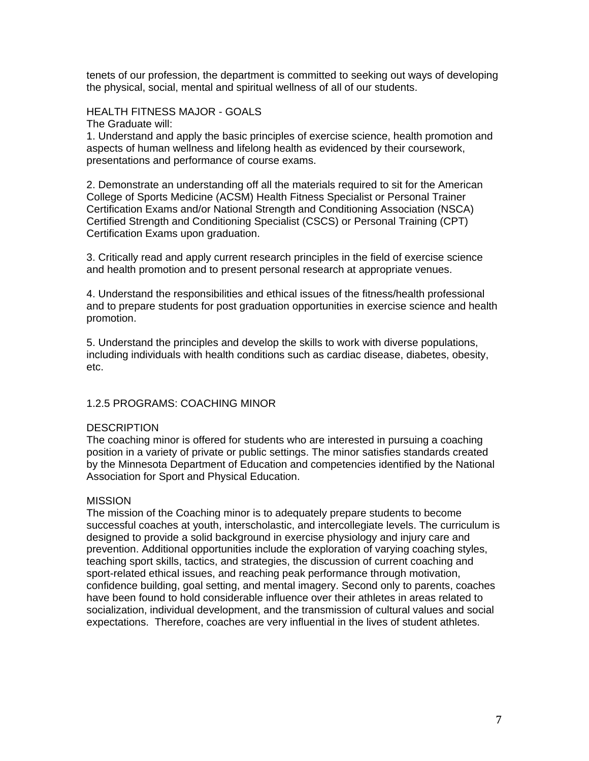tenets of our profession, the department is committed to seeking out ways of developing the physical, social, mental and spiritual wellness of all of our students.

HEALTH FITNESS MAJOR - GOALS

The Graduate will:

1. Understand and apply the basic principles of exercise science, health promotion and aspects of human wellness and lifelong health as evidenced by their coursework, presentations and performance of course exams.

2. Demonstrate an understanding off all the materials required to sit for the American College of Sports Medicine (ACSM) Health Fitness Specialist or Personal Trainer Certification Exams and/or National Strength and Conditioning Association (NSCA) Certified Strength and Conditioning Specialist (CSCS) or Personal Training (CPT) Certification Exams upon graduation.

3. Critically read and apply current research principles in the field of exercise science and health promotion and to present personal research at appropriate venues.

4. Understand the responsibilities and ethical issues of the fitness/health professional and to prepare students for post graduation opportunities in exercise science and health promotion.

5. Understand the principles and develop the skills to work with diverse populations, including individuals with health conditions such as cardiac disease, diabetes, obesity, etc.

## 1.2.5 PROGRAMS: COACHING MINOR

DESCRIPTION

The coaching minor is offered for students who are interested in pursuing a coaching position in a variety of private or public settings. The minor satisfies standards created by the Minnesota Department of Education and competencies identified by the National Association for Sport and Physical Education.

MISSION

The mission of the Coaching minor is to adequately prepare students to become successful coaches at youth, interscholastic, and intercollegiate levels. The curriculum is designed to provide a solid background in exercise physiology and injury care and prevention. Additional opportunities include the exploration of varying coaching styles, teaching sport skills, tactics, and strategies, the discussion of current coaching and sport-related ethical issues, and reaching peak performance through motivation, confidence building, goal setting, and mental imagery. Second only to parents, coaches have been found to hold considerable influence over their athletes in areas related to socialization, individual development, and the transmission of cultural values and social expectations. Therefore, coaches are very influential in the lives of student athletes.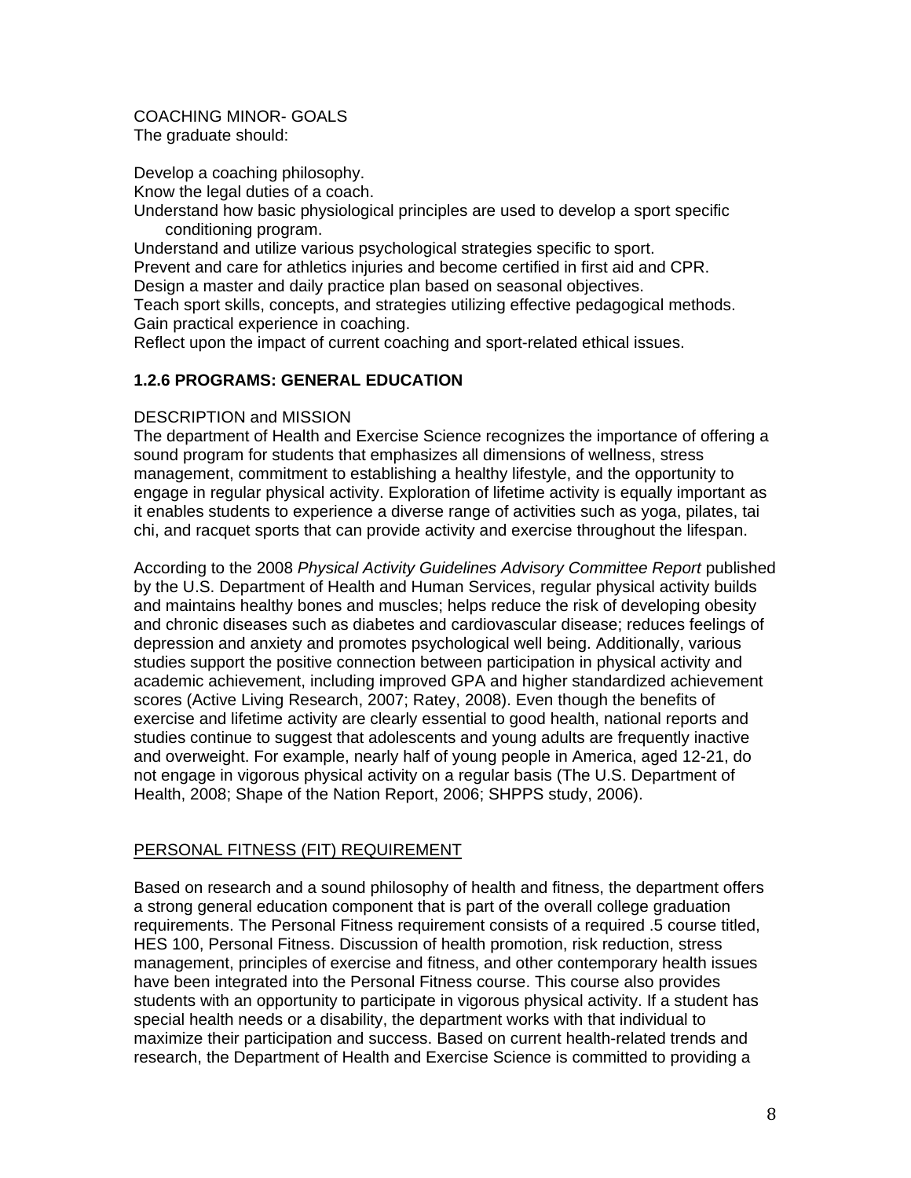COACHING MINOR- GOALS
The graduate should:

Develop a coaching philosophy.
Know the legal duties of a coach.
Understand how basic physiological principles are used to develop a sport specific conditioning program.
Understand and utilize various psychological strategies specific to sport.
Prevent and care for athletics injuries and become certified in first aid and CPR.
Design a master and daily practice plan based on seasonal objectives.
Teach sport skills, concepts, and strategies utilizing effective pedagogical methods.
Gain practical experience in coaching.
Reflect upon the impact of current coaching and sport-related ethical issues.

### 1.2.6 PROGRAMS: GENERAL EDUCATION

DESCRIPTION and MISSION
The department of Health and Exercise Science recognizes the importance of offering a sound program for students that emphasizes all dimensions of wellness, stress management, commitment to establishing a healthy lifestyle, and the opportunity to engage in regular physical activity. Exploration of lifetime activity is equally important as it enables students to experience a diverse range of activities such as yoga, pilates, tai chi, and racquet sports that can provide activity and exercise throughout the lifespan.

According to the 2008 *Physical Activity Guidelines Advisory Committee Report* published by the U.S. Department of Health and Human Services, regular physical activity builds and maintains healthy bones and muscles; helps reduce the risk of developing obesity and chronic diseases such as diabetes and cardiovascular disease; reduces feelings of depression and anxiety and promotes psychological well being. Additionally, various studies support the positive connection between participation in physical activity and academic achievement, including improved GPA and higher standardized achievement scores (Active Living Research, 2007; Ratey, 2008). Even though the benefits of exercise and lifetime activity are clearly essential to good health, national reports and studies continue to suggest that adolescents and young adults are frequently inactive and overweight. For example, nearly half of young people in America, aged 12-21, do not engage in vigorous physical activity on a regular basis (The U.S. Department of Health, 2008; Shape of the Nation Report, 2006; SHPPS study, 2006).

<u>PERSONAL FITNESS (FIT) REQUIREMENT</u>

Based on research and a sound philosophy of health and fitness, the department offers a strong general education component that is part of the overall college graduation requirements. The Personal Fitness requirement consists of a required .5 course titled, HES 100, Personal Fitness. Discussion of health promotion, risk reduction, stress management, principles of exercise and fitness, and other contemporary health issues have been integrated into the Personal Fitness course. This course also provides students with an opportunity to participate in vigorous physical activity. If a student has special health needs or a disability, the department works with that individual to maximize their participation and success. Based on current health-related trends and research, the Department of Health and Exercise Science is committed to providing a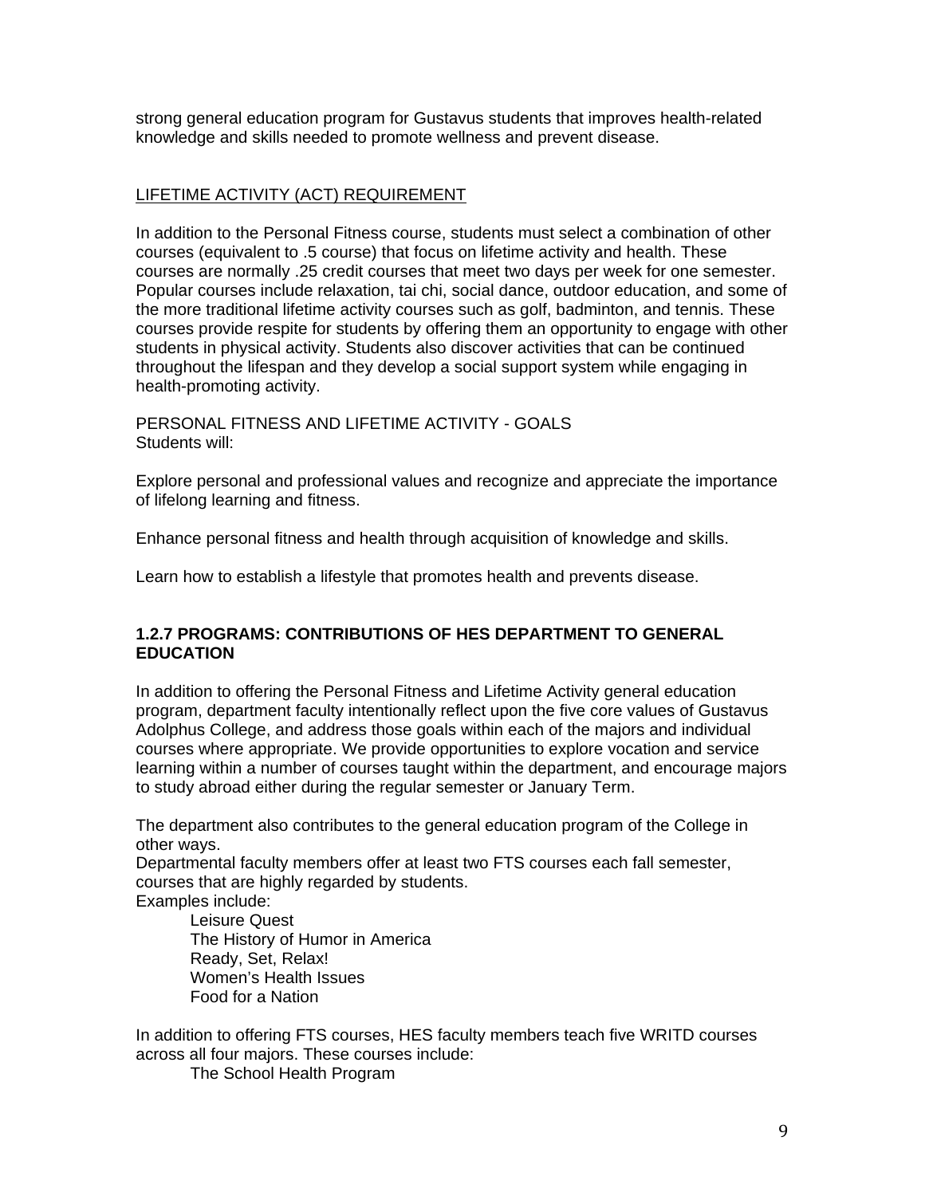strong general education program for Gustavus students that improves health-related knowledge and skills needed to promote wellness and prevent disease.

LIFETIME ACTIVITY (ACT) REQUIREMENT

In addition to the Personal Fitness course, students must select a combination of other courses (equivalent to .5 course) that focus on lifetime activity and health. These courses are normally .25 credit courses that meet two days per week for one semester. Popular courses include relaxation, tai chi, social dance, outdoor education, and some of the more traditional lifetime activity courses such as golf, badminton, and tennis. These courses provide respite for students by offering them an opportunity to engage with other students in physical activity. Students also discover activities that can be continued throughout the lifespan and they develop a social support system while engaging in health-promoting activity.

PERSONAL FITNESS AND LIFETIME ACTIVITY - GOALS
Students will:

Explore personal and professional values and recognize and appreciate the importance of lifelong learning and fitness.

Enhance personal fitness and health through acquisition of knowledge and skills.

Learn how to establish a lifestyle that promotes health and prevents disease.

### 1.2.7 PROGRAMS: CONTRIBUTIONS OF HES DEPARTMENT TO GENERAL EDUCATION

In addition to offering the Personal Fitness and Lifetime Activity general education program, department faculty intentionally reflect upon the five core values of Gustavus Adolphus College, and address those goals within each of the majors and individual courses where appropriate. We provide opportunities to explore vocation and service learning within a number of courses taught within the department, and encourage majors to study abroad either during the regular semester or January Term.

The department also contributes to the general education program of the College in other ways.
Departmental faculty members offer at least two FTS courses each fall semester, courses that are highly regarded by students.
Examples include:

- Leisure Quest
- The History of Humor in America
- Ready, Set, Relax!
- Women's Health Issues
- Food for a Nation

In addition to offering FTS courses, HES faculty members teach five WRITD courses across all four majors. These courses include:

- The School Health Program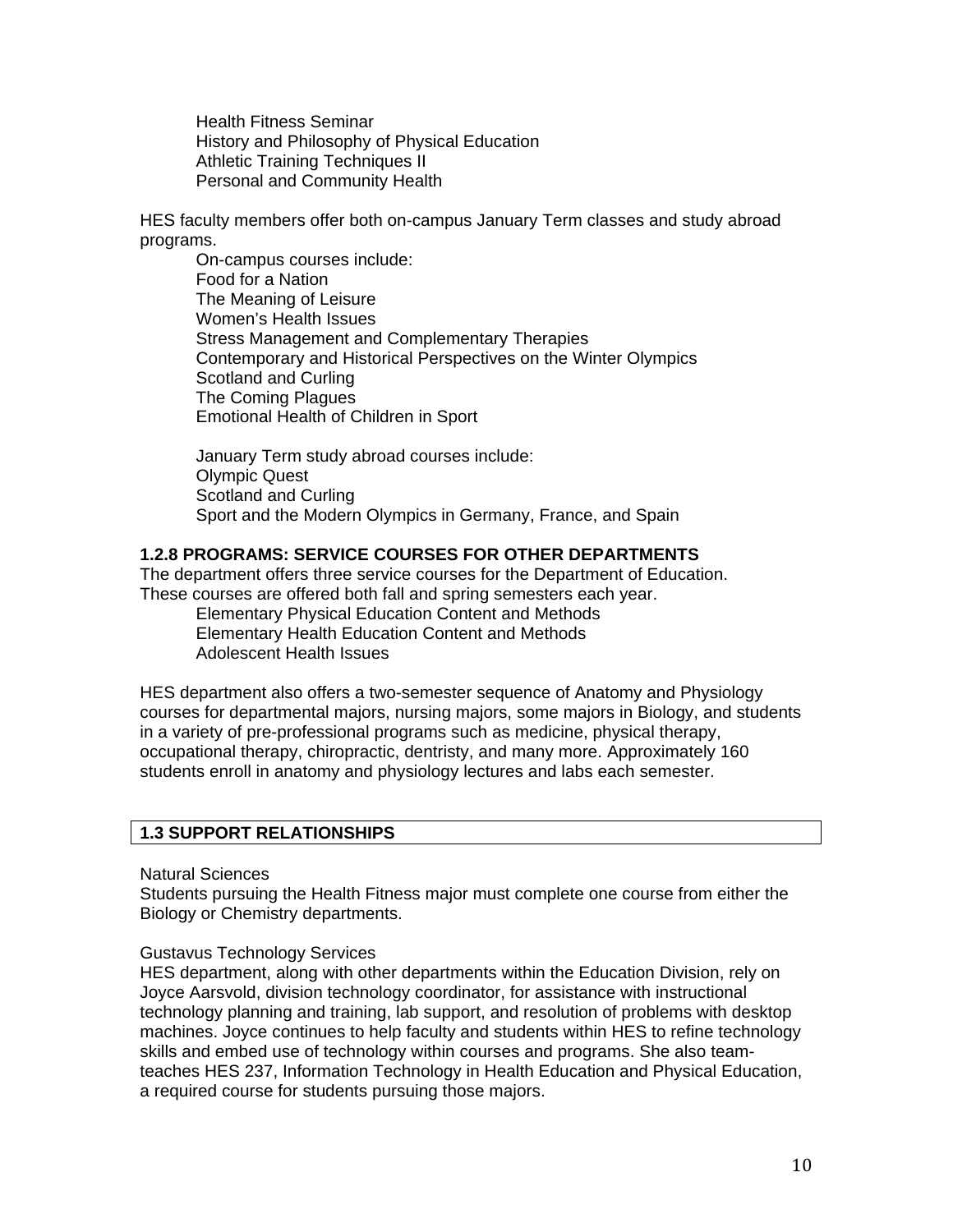Health Fitness Seminar
History and Philosophy of Physical Education
Athletic Training Techniques II
Personal and Community Health

HES faculty members offer both on-campus January Term classes and study abroad programs.

On-campus courses include:
Food for a Nation
The Meaning of Leisure
Women's Health Issues
Stress Management and Complementary Therapies
Contemporary and Historical Perspectives on the Winter Olympics
Scotland and Curling
The Coming Plagues
Emotional Health of Children in Sport

January Term study abroad courses include:
Olympic Quest
Scotland and Curling
Sport and the Modern Olympics in Germany, France, and Spain

### 1.2.8 PROGRAMS: SERVICE COURSES FOR OTHER DEPARTMENTS

The department offers three service courses for the Department of Education. These courses are offered both fall and spring semesters each year.

Elementary Physical Education Content and Methods
Elementary Health Education Content and Methods
Adolescent Health Issues

HES department also offers a two-semester sequence of Anatomy and Physiology courses for departmental majors, nursing majors, some majors in Biology, and students in a variety of pre-professional programs such as medicine, physical therapy, occupational therapy, chiropractic, dentristy, and many more. Approximately 160 students enroll in anatomy and physiology lectures and labs each semester.

## 1.3 SUPPORT RELATIONSHIPS

Natural Sciences
Students pursuing the Health Fitness major must complete one course from either the Biology or Chemistry departments.

Gustavus Technology Services
HES department, along with other departments within the Education Division, rely on Joyce Aarsvold, division technology coordinator, for assistance with instructional technology planning and training, lab support, and resolution of problems with desktop machines. Joyce continues to help faculty and students within HES to refine technology skills and embed use of technology within courses and programs. She also team-teaches HES 237, Information Technology in Health Education and Physical Education, a required course for students pursuing those majors.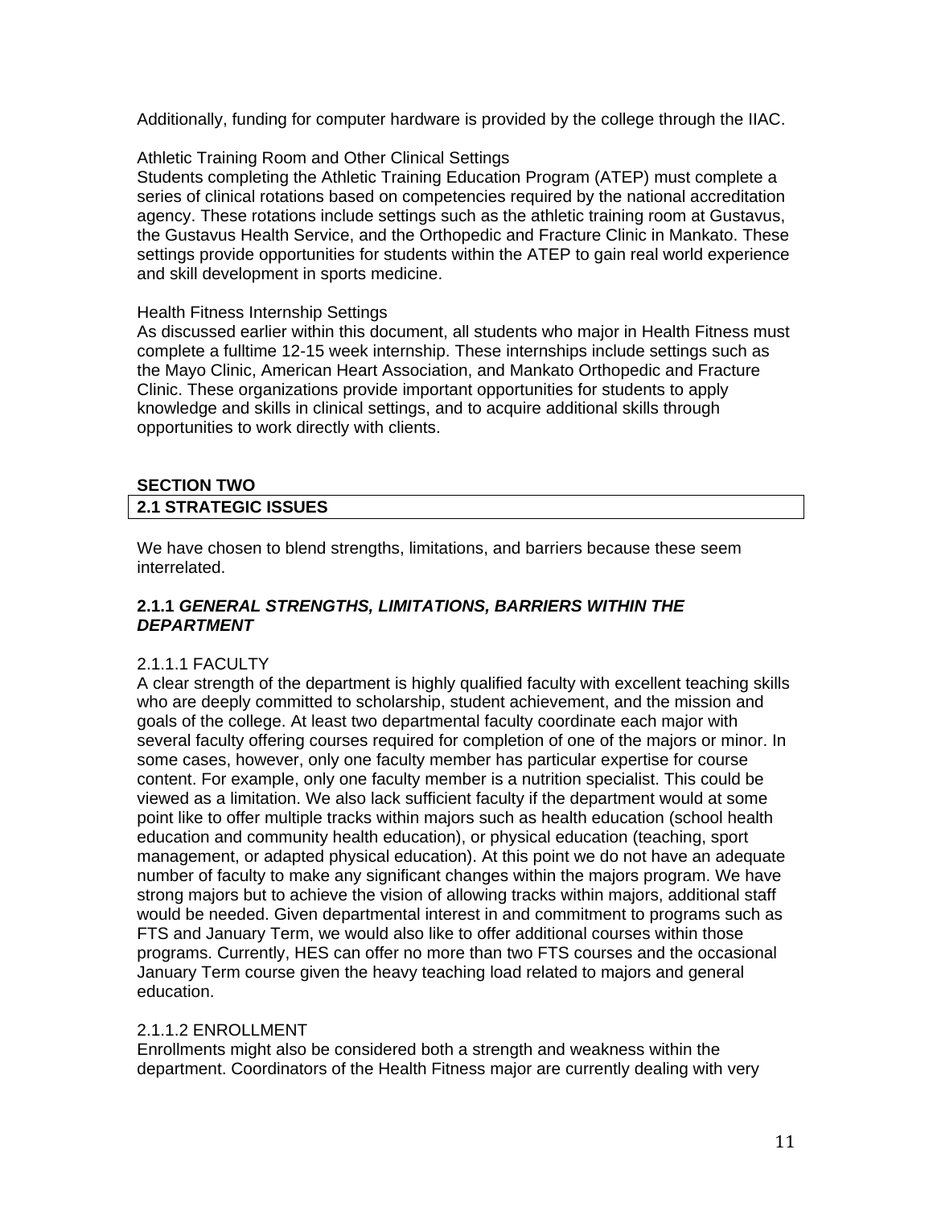Additionally, funding for computer hardware is provided by the college through the IIAC.

Athletic Training Room and Other Clinical Settings

Students completing the Athletic Training Education Program (ATEP) must complete a series of clinical rotations based on competencies required by the national accreditation agency. These rotations include settings such as the athletic training room at Gustavus, the Gustavus Health Service, and the Orthopedic and Fracture Clinic in Mankato. These settings provide opportunities for students within the ATEP to gain real world experience and skill development in sports medicine.

Health Fitness Internship Settings

As discussed earlier within this document, all students who major in Health Fitness must complete a fulltime 12-15 week internship. These internships include settings such as the Mayo Clinic, American Heart Association, and Mankato Orthopedic and Fracture Clinic. These organizations provide important opportunities for students to apply knowledge and skills in clinical settings, and to acquire additional skills through opportunities to work directly with clients.

## SECTION TWO

## 2.1 STRATEGIC ISSUES

We have chosen to blend strengths, limitations, and barriers because these seem interrelated.

### 2.1.1 *GENERAL STRENGTHS, LIMITATIONS, BARRIERS WITHIN THE DEPARTMENT*

#### 2.1.1.1 FACULTY

A clear strength of the department is highly qualified faculty with excellent teaching skills who are deeply committed to scholarship, student achievement, and the mission and goals of the college. At least two departmental faculty coordinate each major with several faculty offering courses required for completion of one of the majors or minor. In some cases, however, only one faculty member has particular expertise for course content. For example, only one faculty member is a nutrition specialist. This could be viewed as a limitation. We also lack sufficient faculty if the department would at some point like to offer multiple tracks within majors such as health education (school health education and community health education), or physical education (teaching, sport management, or adapted physical education). At this point we do not have an adequate number of faculty to make any significant changes within the majors program. We have strong majors but to achieve the vision of allowing tracks within majors, additional staff would be needed. Given departmental interest in and commitment to programs such as FTS and January Term, we would also like to offer additional courses within those programs. Currently, HES can offer no more than two FTS courses and the occasional January Term course given the heavy teaching load related to majors and general education.

#### 2.1.1.2 ENROLLMENT

Enrollments might also be considered both a strength and weakness within the department. Coordinators of the Health Fitness major are currently dealing with very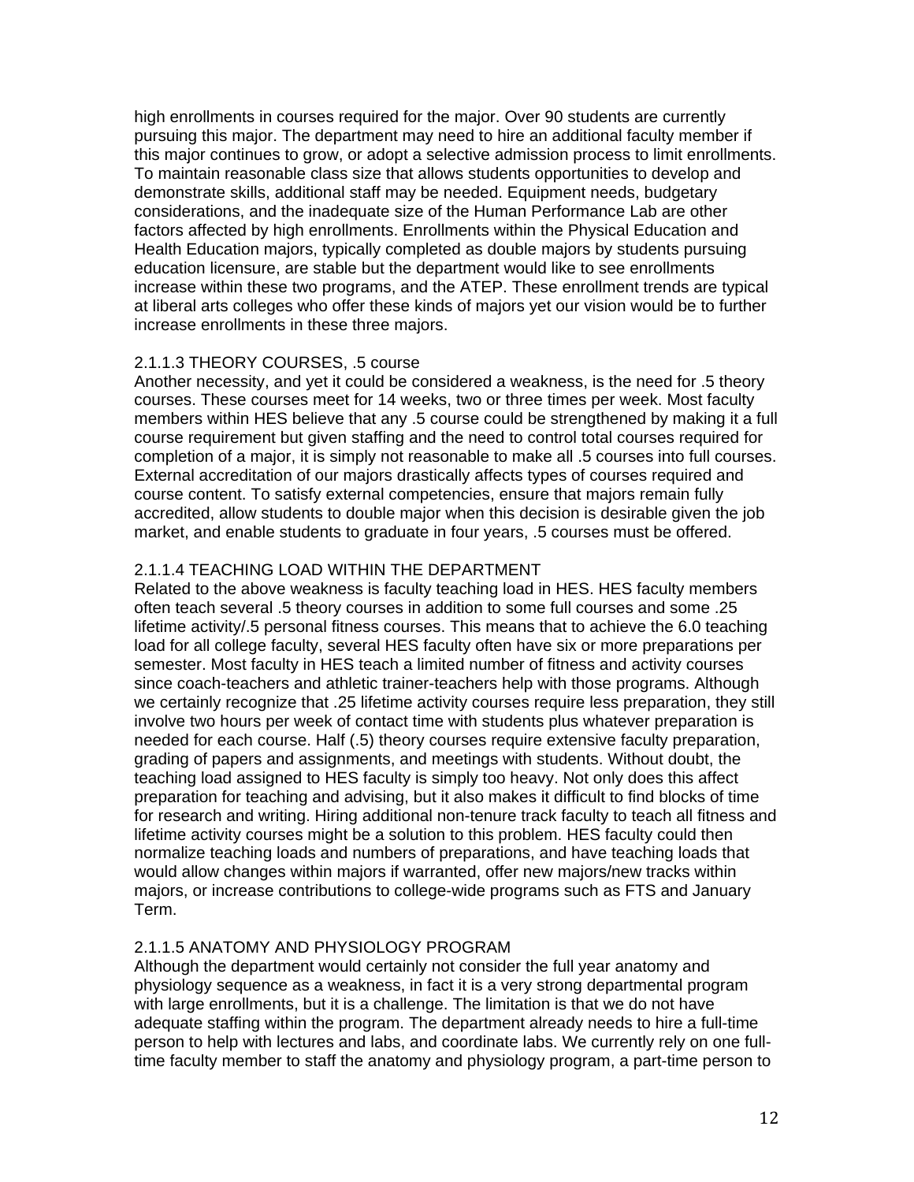high enrollments in courses required for the major. Over 90 students are currently pursuing this major. The department may need to hire an additional faculty member if this major continues to grow, or adopt a selective admission process to limit enrollments. To maintain reasonable class size that allows students opportunities to develop and demonstrate skills, additional staff may be needed. Equipment needs, budgetary considerations, and the inadequate size of the Human Performance Lab are other factors affected by high enrollments. Enrollments within the Physical Education and Health Education majors, typically completed as double majors by students pursuing education licensure, are stable but the department would like to see enrollments increase within these two programs, and the ATEP. These enrollment trends are typical at liberal arts colleges who offer these kinds of majors yet our vision would be to further increase enrollments in these three majors.

#### 2.1.1.3 THEORY COURSES, .5 course

Another necessity, and yet it could be considered a weakness, is the need for .5 theory courses. These courses meet for 14 weeks, two or three times per week. Most faculty members within HES believe that any .5 course could be strengthened by making it a full course requirement but given staffing and the need to control total courses required for completion of a major, it is simply not reasonable to make all .5 courses into full courses. External accreditation of our majors drastically affects types of courses required and course content. To satisfy external competencies, ensure that majors remain fully accredited, allow students to double major when this decision is desirable given the job market, and enable students to graduate in four years, .5 courses must be offered.

#### 2.1.1.4 TEACHING LOAD WITHIN THE DEPARTMENT

Related to the above weakness is faculty teaching load in HES. HES faculty members often teach several .5 theory courses in addition to some full courses and some .25 lifetime activity/.5 personal fitness courses. This means that to achieve the 6.0 teaching load for all college faculty, several HES faculty often have six or more preparations per semester. Most faculty in HES teach a limited number of fitness and activity courses since coach-teachers and athletic trainer-teachers help with those programs. Although we certainly recognize that .25 lifetime activity courses require less preparation, they still involve two hours per week of contact time with students plus whatever preparation is needed for each course. Half (.5) theory courses require extensive faculty preparation, grading of papers and assignments, and meetings with students. Without doubt, the teaching load assigned to HES faculty is simply too heavy. Not only does this affect preparation for teaching and advising, but it also makes it difficult to find blocks of time for research and writing. Hiring additional non-tenure track faculty to teach all fitness and lifetime activity courses might be a solution to this problem. HES faculty could then normalize teaching loads and numbers of preparations, and have teaching loads that would allow changes within majors if warranted, offer new majors/new tracks within majors, or increase contributions to college-wide programs such as FTS and January Term.

#### 2.1.1.5 ANATOMY AND PHYSIOLOGY PROGRAM

Although the department would certainly not consider the full year anatomy and physiology sequence as a weakness, in fact it is a very strong departmental program with large enrollments, but it is a challenge. The limitation is that we do not have adequate staffing within the program. The department already needs to hire a full-time person to help with lectures and labs, and coordinate labs. We currently rely on one full-time faculty member to staff the anatomy and physiology program, a part-time person to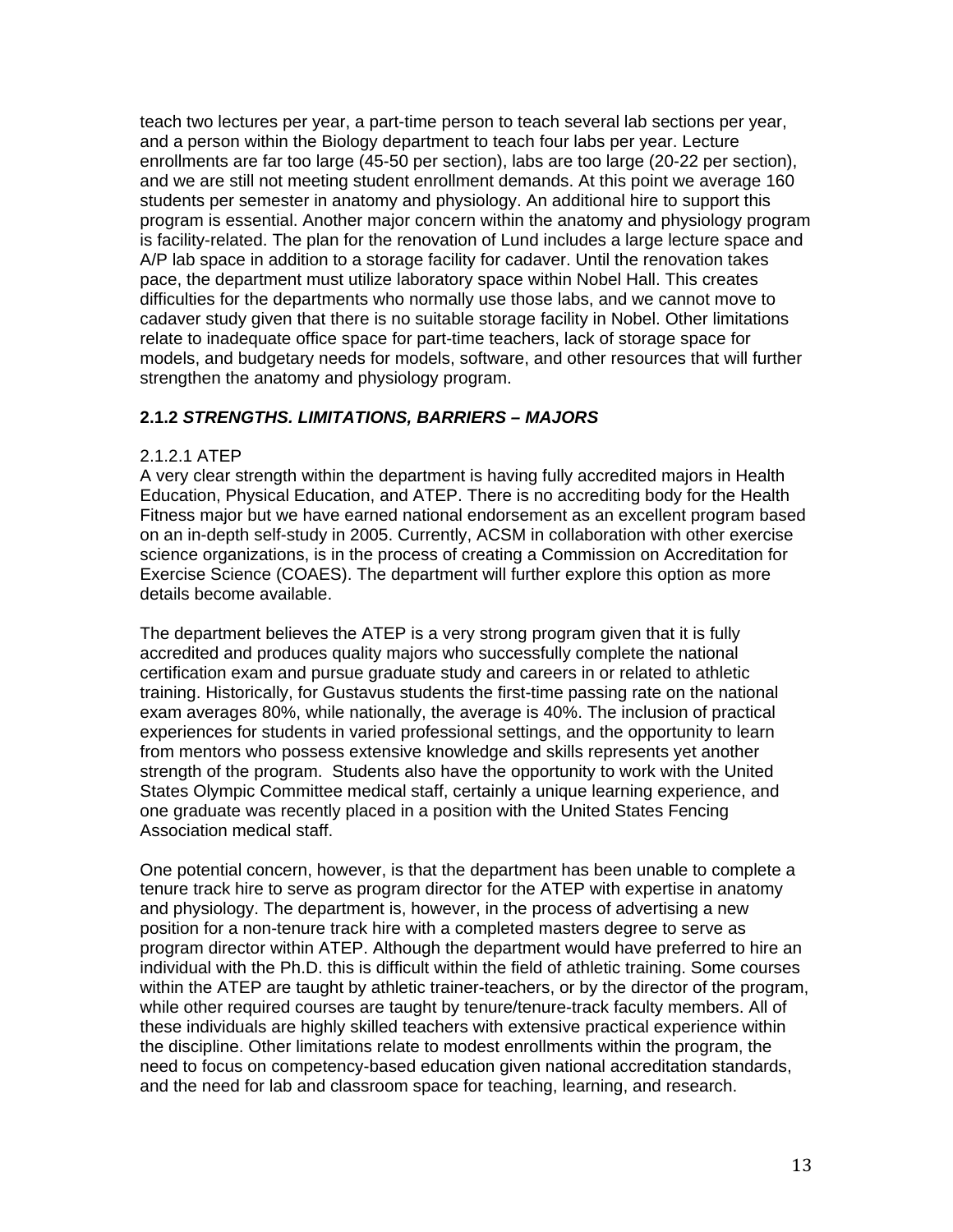teach two lectures per year, a part-time person to teach several lab sections per year, and a person within the Biology department to teach four labs per year. Lecture enrollments are far too large (45-50 per section), labs are too large (20-22 per section), and we are still not meeting student enrollment demands. At this point we average 160 students per semester in anatomy and physiology. An additional hire to support this program is essential. Another major concern within the anatomy and physiology program is facility-related. The plan for the renovation of Lund includes a large lecture space and A/P lab space in addition to a storage facility for cadaver. Until the renovation takes pace, the department must utilize laboratory space within Nobel Hall. This creates difficulties for the departments who normally use those labs, and we cannot move to cadaver study given that there is no suitable storage facility in Nobel. Other limitations relate to inadequate office space for part-time teachers, lack of storage space for models, and budgetary needs for models, software, and other resources that will further strengthen the anatomy and physiology program.

### 2.1.2 *STRENGTHS. LIMITATIONS, BARRIERS – MAJORS*

2.1.2.1 ATEP

A very clear strength within the department is having fully accredited majors in Health Education, Physical Education, and ATEP. There is no accrediting body for the Health Fitness major but we have earned national endorsement as an excellent program based on an in-depth self-study in 2005. Currently, ACSM in collaboration with other exercise science organizations, is in the process of creating a Commission on Accreditation for Exercise Science (COAES). The department will further explore this option as more details become available.

The department believes the ATEP is a very strong program given that it is fully accredited and produces quality majors who successfully complete the national certification exam and pursue graduate study and careers in or related to athletic training. Historically, for Gustavus students the first-time passing rate on the national exam averages 80%, while nationally, the average is 40%. The inclusion of practical experiences for students in varied professional settings, and the opportunity to learn from mentors who possess extensive knowledge and skills represents yet another strength of the program. Students also have the opportunity to work with the United States Olympic Committee medical staff, certainly a unique learning experience, and one graduate was recently placed in a position with the United States Fencing Association medical staff.

One potential concern, however, is that the department has been unable to complete a tenure track hire to serve as program director for the ATEP with expertise in anatomy and physiology. The department is, however, in the process of advertising a new position for a non-tenure track hire with a completed masters degree to serve as program director within ATEP. Although the department would have preferred to hire an individual with the Ph.D. this is difficult within the field of athletic training. Some courses within the ATEP are taught by athletic trainer-teachers, or by the director of the program, while other required courses are taught by tenure/tenure-track faculty members. All of these individuals are highly skilled teachers with extensive practical experience within the discipline. Other limitations relate to modest enrollments within the program, the need to focus on competency-based education given national accreditation standards, and the need for lab and classroom space for teaching, learning, and research.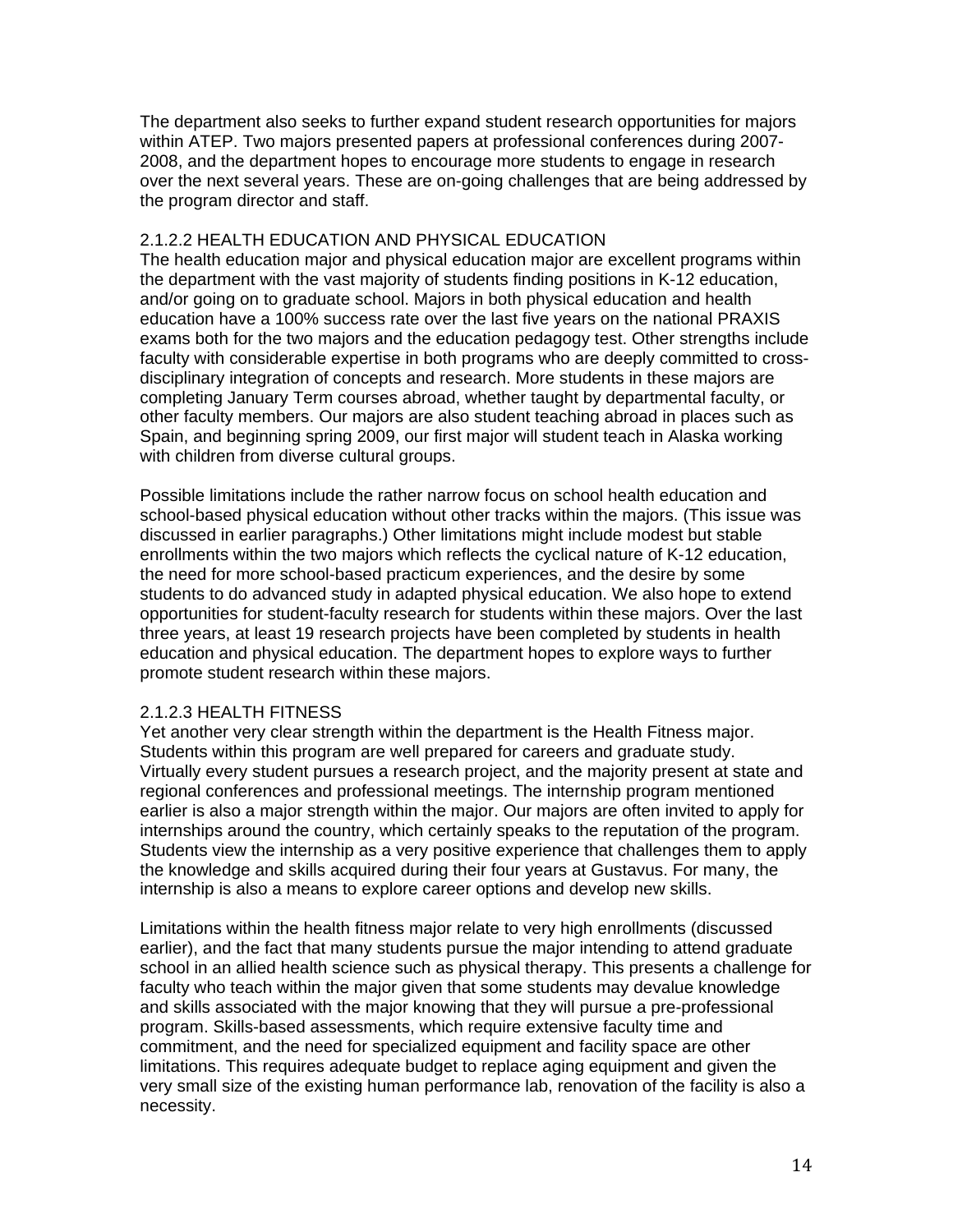The department also seeks to further expand student research opportunities for majors within ATEP. Two majors presented papers at professional conferences during 2007-2008, and the department hopes to encourage more students to engage in research over the next several years. These are on-going challenges that are being addressed by the program director and staff.

#### 2.1.2.2 HEALTH EDUCATION AND PHYSICAL EDUCATION

The health education major and physical education major are excellent programs within the department with the vast majority of students finding positions in K-12 education, and/or going on to graduate school. Majors in both physical education and health education have a 100% success rate over the last five years on the national PRAXIS exams both for the two majors and the education pedagogy test. Other strengths include faculty with considerable expertise in both programs who are deeply committed to cross-disciplinary integration of concepts and research. More students in these majors are completing January Term courses abroad, whether taught by departmental faculty, or other faculty members. Our majors are also student teaching abroad in places such as Spain, and beginning spring 2009, our first major will student teach in Alaska working with children from diverse cultural groups.

Possible limitations include the rather narrow focus on school health education and school-based physical education without other tracks within the majors. (This issue was discussed in earlier paragraphs.) Other limitations might include modest but stable enrollments within the two majors which reflects the cyclical nature of K-12 education, the need for more school-based practicum experiences, and the desire by some students to do advanced study in adapted physical education. We also hope to extend opportunities for student-faculty research for students within these majors. Over the last three years, at least 19 research projects have been completed by students in health education and physical education. The department hopes to explore ways to further promote student research within these majors.

#### 2.1.2.3 HEALTH FITNESS

Yet another very clear strength within the department is the Health Fitness major. Students within this program are well prepared for careers and graduate study. Virtually every student pursues a research project, and the majority present at state and regional conferences and professional meetings. The internship program mentioned earlier is also a major strength within the major. Our majors are often invited to apply for internships around the country, which certainly speaks to the reputation of the program. Students view the internship as a very positive experience that challenges them to apply the knowledge and skills acquired during their four years at Gustavus. For many, the internship is also a means to explore career options and develop new skills.

Limitations within the health fitness major relate to very high enrollments (discussed earlier), and the fact that many students pursue the major intending to attend graduate school in an allied health science such as physical therapy. This presents a challenge for faculty who teach within the major given that some students may devalue knowledge and skills associated with the major knowing that they will pursue a pre-professional program. Skills-based assessments, which require extensive faculty time and commitment, and the need for specialized equipment and facility space are other limitations. This requires adequate budget to replace aging equipment and given the very small size of the existing human performance lab, renovation of the facility is also a necessity.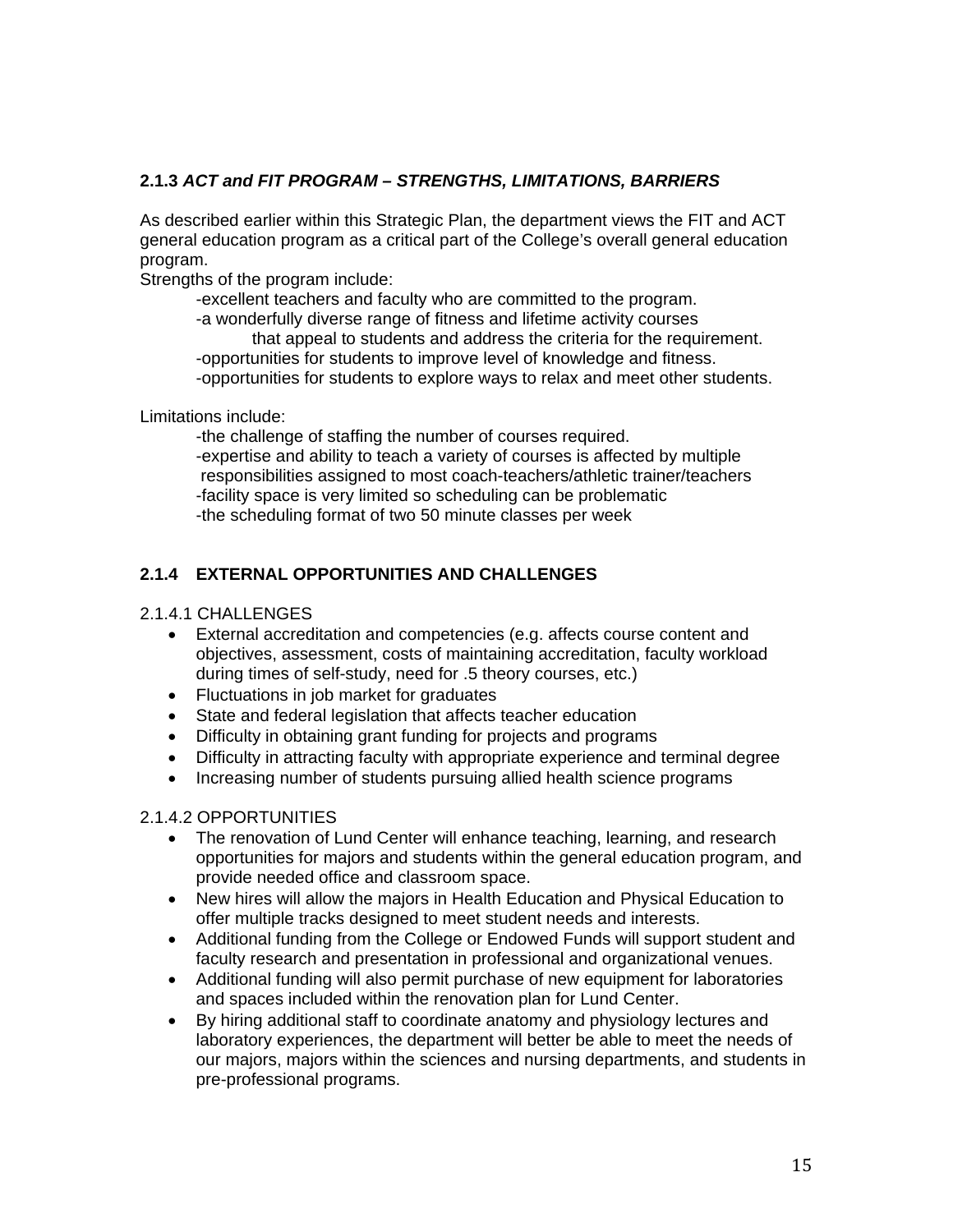### 2.1.3 *ACT and FIT PROGRAM – STRENGTHS, LIMITATIONS, BARRIERS*

As described earlier within this Strategic Plan, the department views the FIT and ACT general education program as a critical part of the College's overall general education program.

Strengths of the program include:

- -excellent teachers and faculty who are committed to the program.
- -a wonderfully diverse range of fitness and lifetime activity courses that appeal to students and address the criteria for the requirement.
- -opportunities for students to improve level of knowledge and fitness.
- -opportunities for students to explore ways to relax and meet other students.

Limitations include:

- -the challenge of staffing the number of courses required.
- -expertise and ability to teach a variety of courses is affected by multiple responsibilities assigned to most coach-teachers/athletic trainer/teachers
- -facility space is very limited so scheduling can be problematic
- -the scheduling format of two 50 minute classes per week

### 2.1.4 EXTERNAL OPPORTUNITIES AND CHALLENGES

2.1.4.1 CHALLENGES

- External accreditation and competencies (e.g. affects course content and objectives, assessment, costs of maintaining accreditation, faculty workload during times of self-study, need for .5 theory courses, etc.)
- Fluctuations in job market for graduates
- State and federal legislation that affects teacher education
- Difficulty in obtaining grant funding for projects and programs
- Difficulty in attracting faculty with appropriate experience and terminal degree
- Increasing number of students pursuing allied health science programs

2.1.4.2 OPPORTUNITIES

- The renovation of Lund Center will enhance teaching, learning, and research opportunities for majors and students within the general education program, and provide needed office and classroom space.
- New hires will allow the majors in Health Education and Physical Education to offer multiple tracks designed to meet student needs and interests.
- Additional funding from the College or Endowed Funds will support student and faculty research and presentation in professional and organizational venues.
- Additional funding will also permit purchase of new equipment for laboratories and spaces included within the renovation plan for Lund Center.
- By hiring additional staff to coordinate anatomy and physiology lectures and laboratory experiences, the department will better be able to meet the needs of our majors, majors within the sciences and nursing departments, and students in pre-professional programs.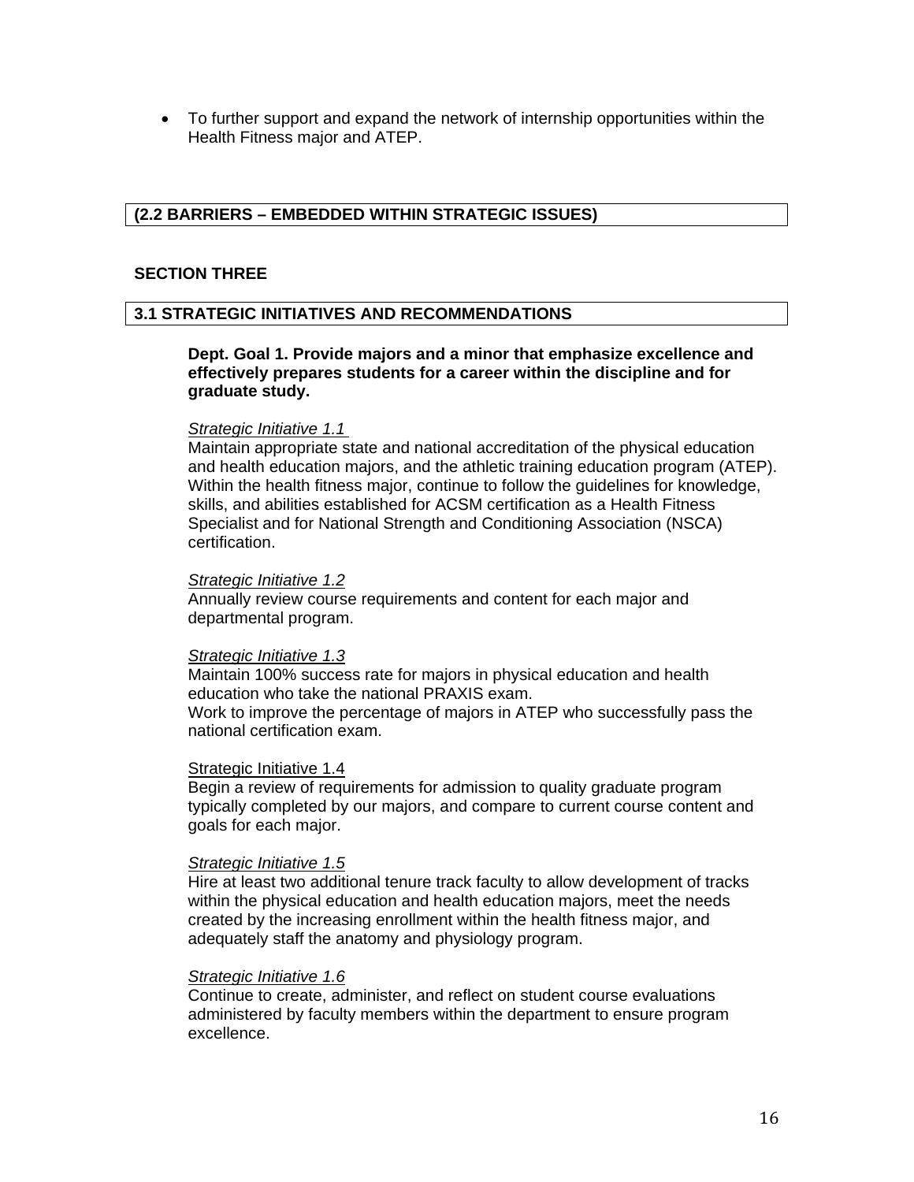- To further support and expand the network of internship opportunities within the Health Fitness major and ATEP.

**(2.2 BARRIERS – EMBEDDED WITHIN STRATEGIC ISSUES)**

## SECTION THREE

### 3.1 STRATEGIC INITIATIVES AND RECOMMENDATIONS

**Dept. Goal 1. Provide majors and a minor that emphasize excellence and effectively prepares students for a career within the discipline and for graduate study.**

*Strategic Initiative 1.1*
Maintain appropriate state and national accreditation of the physical education and health education majors, and the athletic training education program (ATEP). Within the health fitness major, continue to follow the guidelines for knowledge, skills, and abilities established for ACSM certification as a Health Fitness Specialist and for National Strength and Conditioning Association (NSCA) certification.

*Strategic Initiative 1.2*
Annually review course requirements and content for each major and departmental program.

*Strategic Initiative 1.3*
Maintain 100% success rate for majors in physical education and health education who take the national PRAXIS exam.
Work to improve the percentage of majors in ATEP who successfully pass the national certification exam.

Strategic Initiative 1.4
Begin a review of requirements for admission to quality graduate program typically completed by our majors, and compare to current course content and goals for each major.

*Strategic Initiative 1.5*
Hire at least two additional tenure track faculty to allow development of tracks within the physical education and health education majors, meet the needs created by the increasing enrollment within the health fitness major, and adequately staff the anatomy and physiology program.

*Strategic Initiative 1.6*
Continue to create, administer, and reflect on student course evaluations administered by faculty members within the department to ensure program excellence.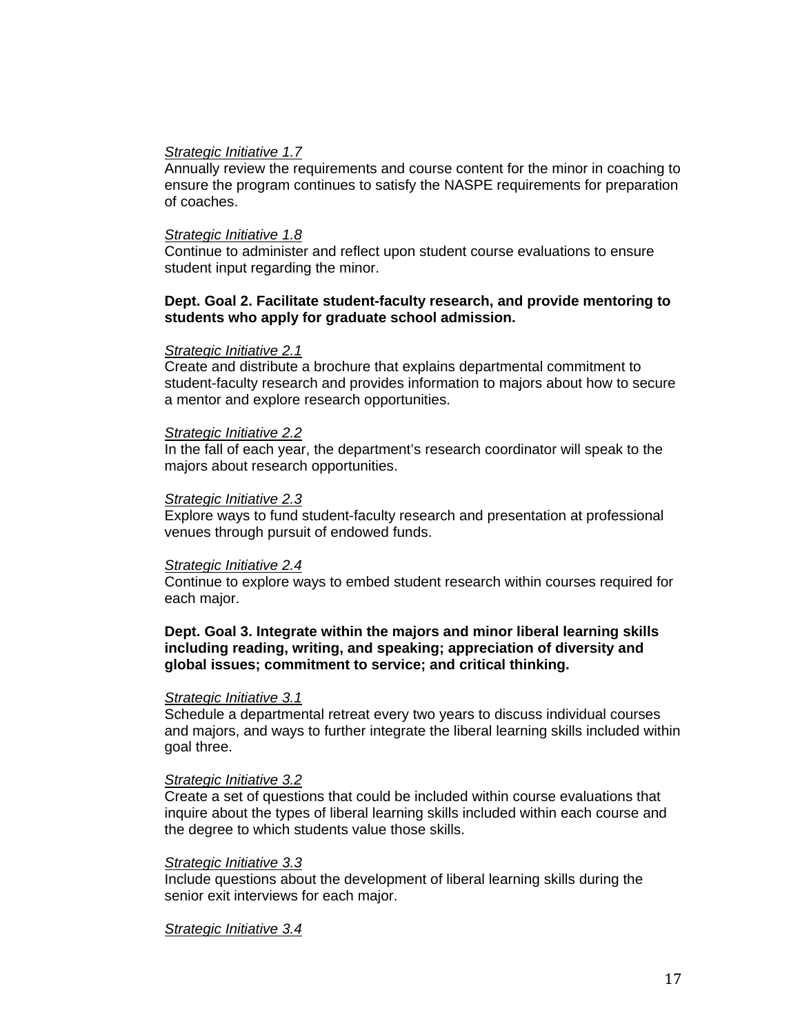*Strategic Initiative 1.7*
Annually review the requirements and course content for the minor in coaching to ensure the program continues to satisfy the NASPE requirements for preparation of coaches.

*Strategic Initiative 1.8*
Continue to administer and reflect upon student course evaluations to ensure student input regarding the minor.

**Dept. Goal 2. Facilitate student-faculty research, and provide mentoring to students who apply for graduate school admission.**

*Strategic Initiative 2.1*
Create and distribute a brochure that explains departmental commitment to student-faculty research and provides information to majors about how to secure a mentor and explore research opportunities.

*Strategic Initiative 2.2*
In the fall of each year, the department's research coordinator will speak to the majors about research opportunities.

*Strategic Initiative 2.3*
Explore ways to fund student-faculty research and presentation at professional venues through pursuit of endowed funds.

*Strategic Initiative 2.4*
Continue to explore ways to embed student research within courses required for each major.

**Dept. Goal 3. Integrate within the majors and minor liberal learning skills including reading, writing, and speaking; appreciation of diversity and global issues; commitment to service; and critical thinking.**

*Strategic Initiative 3.1*
Schedule a departmental retreat every two years to discuss individual courses and majors, and ways to further integrate the liberal learning skills included within goal three.

*Strategic Initiative 3.2*
Create a set of questions that could be included within course evaluations that inquire about the types of liberal learning skills included within each course and the degree to which students value those skills.

*Strategic Initiative 3.3*
Include questions about the development of liberal learning skills during the senior exit interviews for each major.

*Strategic Initiative 3.4*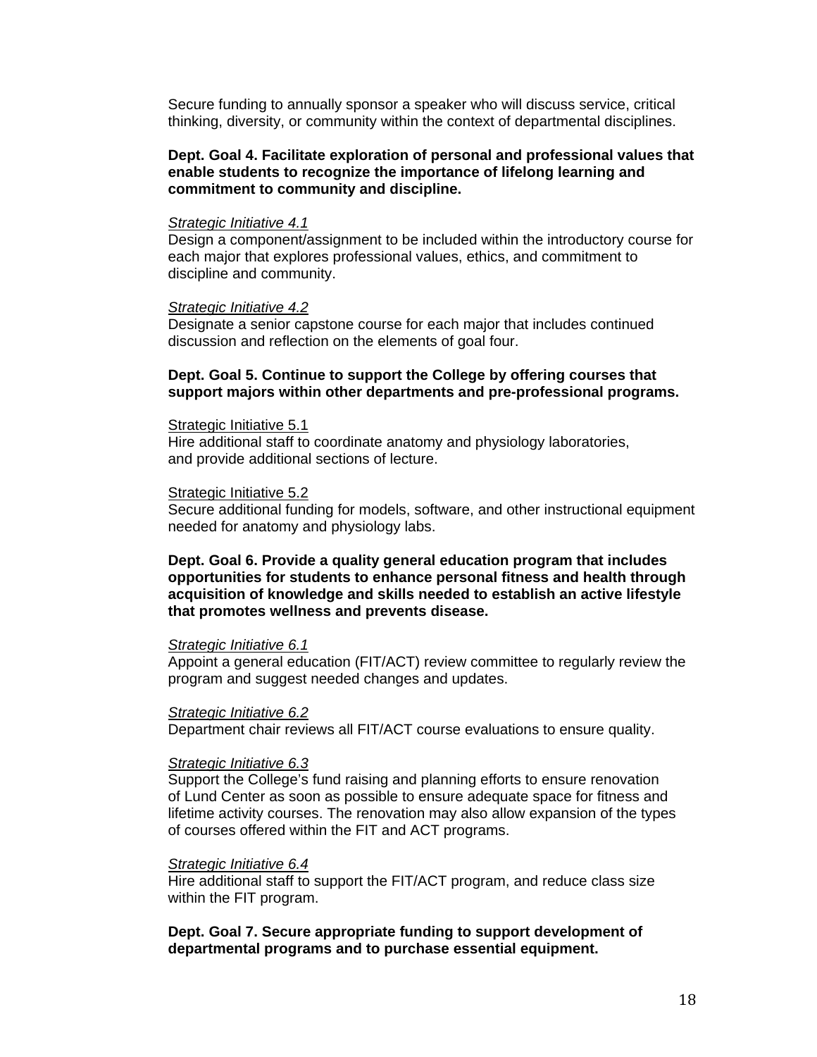Secure funding to annually sponsor a speaker who will discuss service, critical thinking, diversity, or community within the context of departmental disciplines.

**Dept. Goal 4. Facilitate exploration of personal and professional values that enable students to recognize the importance of lifelong learning and commitment to community and discipline.**

*Strategic Initiative 4.1*
Design a component/assignment to be included within the introductory course for each major that explores professional values, ethics, and commitment to discipline and community.

*Strategic Initiative 4.2*
Designate a senior capstone course for each major that includes continued discussion and reflection on the elements of goal four.

**Dept. Goal 5. Continue to support the College by offering courses that support majors within other departments and pre-professional programs.**

Strategic Initiative 5.1
Hire additional staff to coordinate anatomy and physiology laboratories, and provide additional sections of lecture.

Strategic Initiative 5.2
Secure additional funding for models, software, and other instructional equipment needed for anatomy and physiology labs.

**Dept. Goal 6. Provide a quality general education program that includes opportunities for students to enhance personal fitness and health through acquisition of knowledge and skills needed to establish an active lifestyle that promotes wellness and prevents disease.**

*Strategic Initiative 6.1*
Appoint a general education (FIT/ACT) review committee to regularly review the program and suggest needed changes and updates.

*Strategic Initiative 6.2*
Department chair reviews all FIT/ACT course evaluations to ensure quality.

*Strategic Initiative 6.3*
Support the College's fund raising and planning efforts to ensure renovation of Lund Center as soon as possible to ensure adequate space for fitness and lifetime activity courses. The renovation may also allow expansion of the types of courses offered within the FIT and ACT programs.

*Strategic Initiative 6.4*
Hire additional staff to support the FIT/ACT program, and reduce class size within the FIT program.

**Dept. Goal 7. Secure appropriate funding to support development of departmental programs and to purchase essential equipment.**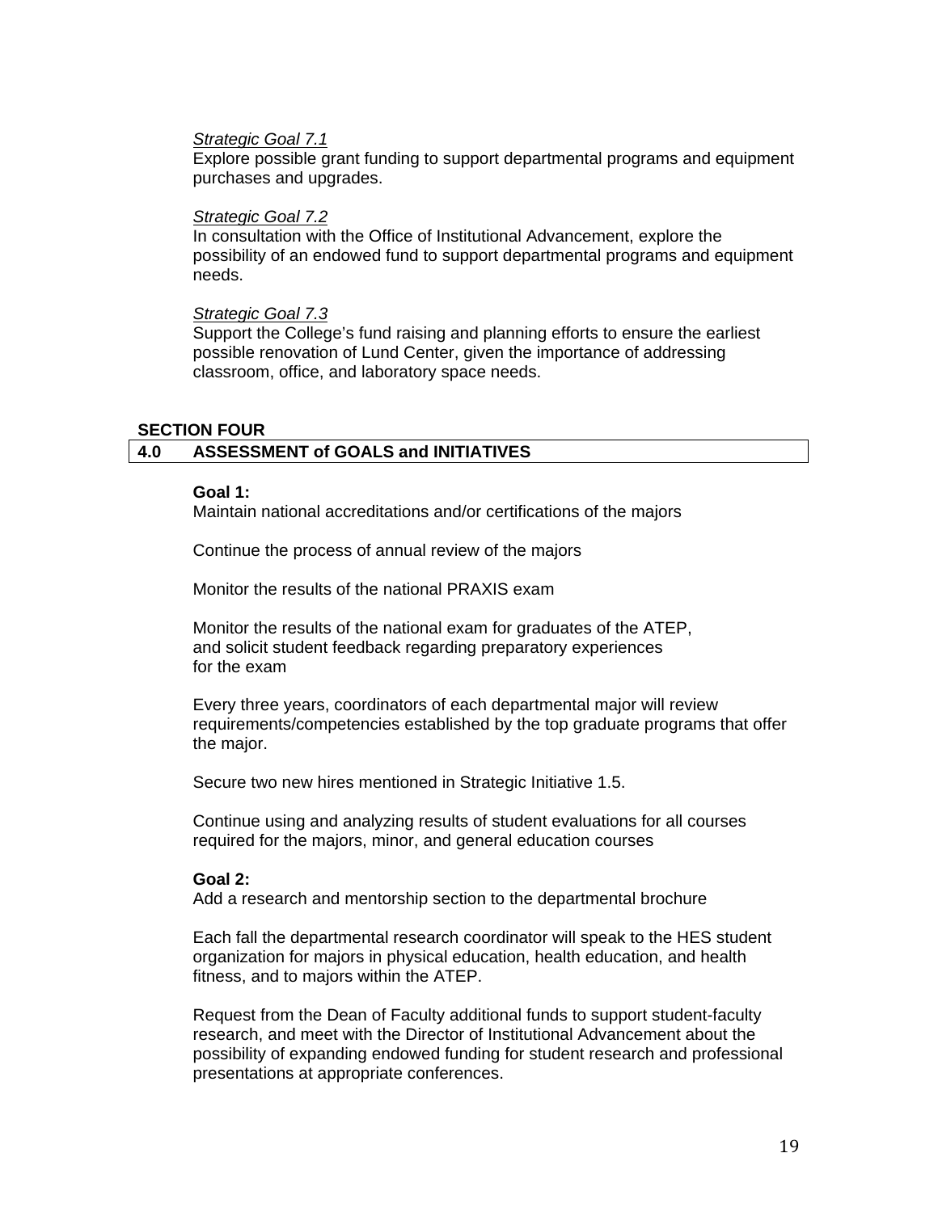*Strategic Goal 7.1*
Explore possible grant funding to support departmental programs and equipment purchases and upgrades.

*Strategic Goal 7.2*
In consultation with the Office of Institutional Advancement, explore the possibility of an endowed fund to support departmental programs and equipment needs.

*Strategic Goal 7.3*
Support the College's fund raising and planning efforts to ensure the earliest possible renovation of Lund Center, given the importance of addressing classroom, office, and laboratory space needs.

**SECTION FOUR**

## 4.0 ASSESSMENT of GOALS and INITIATIVES

**Goal 1:**
Maintain national accreditations and/or certifications of the majors

Continue the process of annual review of the majors

Monitor the results of the national PRAXIS exam

Monitor the results of the national exam for graduates of the ATEP, and solicit student feedback regarding preparatory experiences for the exam

Every three years, coordinators of each departmental major will review requirements/competencies established by the top graduate programs that offer the major.

Secure two new hires mentioned in Strategic Initiative 1.5.

Continue using and analyzing results of student evaluations for all courses required for the majors, minor, and general education courses

**Goal 2:**
Add a research and mentorship section to the departmental brochure

Each fall the departmental research coordinator will speak to the HES student organization for majors in physical education, health education, and health fitness, and to majors within the ATEP.

Request from the Dean of Faculty additional funds to support student-faculty research, and meet with the Director of Institutional Advancement about the possibility of expanding endowed funding for student research and professional presentations at appropriate conferences.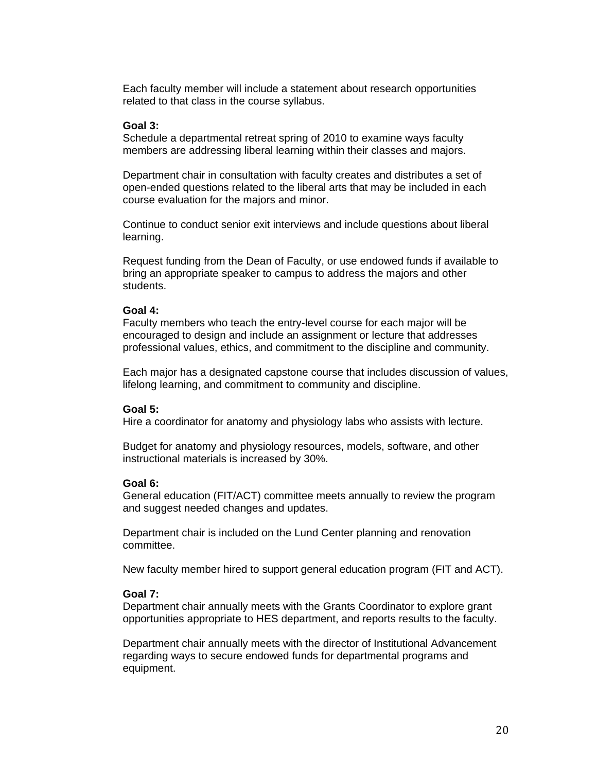Each faculty member will include a statement about research opportunities related to that class in the course syllabus.

**Goal 3:**
Schedule a departmental retreat spring of 2010 to examine ways faculty members are addressing liberal learning within their classes and majors.

Department chair in consultation with faculty creates and distributes a set of open-ended questions related to the liberal arts that may be included in each course evaluation for the majors and minor.

Continue to conduct senior exit interviews and include questions about liberal learning.

Request funding from the Dean of Faculty, or use endowed funds if available to bring an appropriate speaker to campus to address the majors and other students.

**Goal 4:**
Faculty members who teach the entry-level course for each major will be encouraged to design and include an assignment or lecture that addresses professional values, ethics, and commitment to the discipline and community.

Each major has a designated capstone course that includes discussion of values, lifelong learning, and commitment to community and discipline.

**Goal 5:**
Hire a coordinator for anatomy and physiology labs who assists with lecture.

Budget for anatomy and physiology resources, models, software, and other instructional materials is increased by 30%.

**Goal 6:**
General education (FIT/ACT) committee meets annually to review the program and suggest needed changes and updates.

Department chair is included on the Lund Center planning and renovation committee.

New faculty member hired to support general education program (FIT and ACT).

**Goal 7:**
Department chair annually meets with the Grants Coordinator to explore grant opportunities appropriate to HES department, and reports results to the faculty.

Department chair annually meets with the director of Institutional Advancement regarding ways to secure endowed funds for departmental programs and equipment.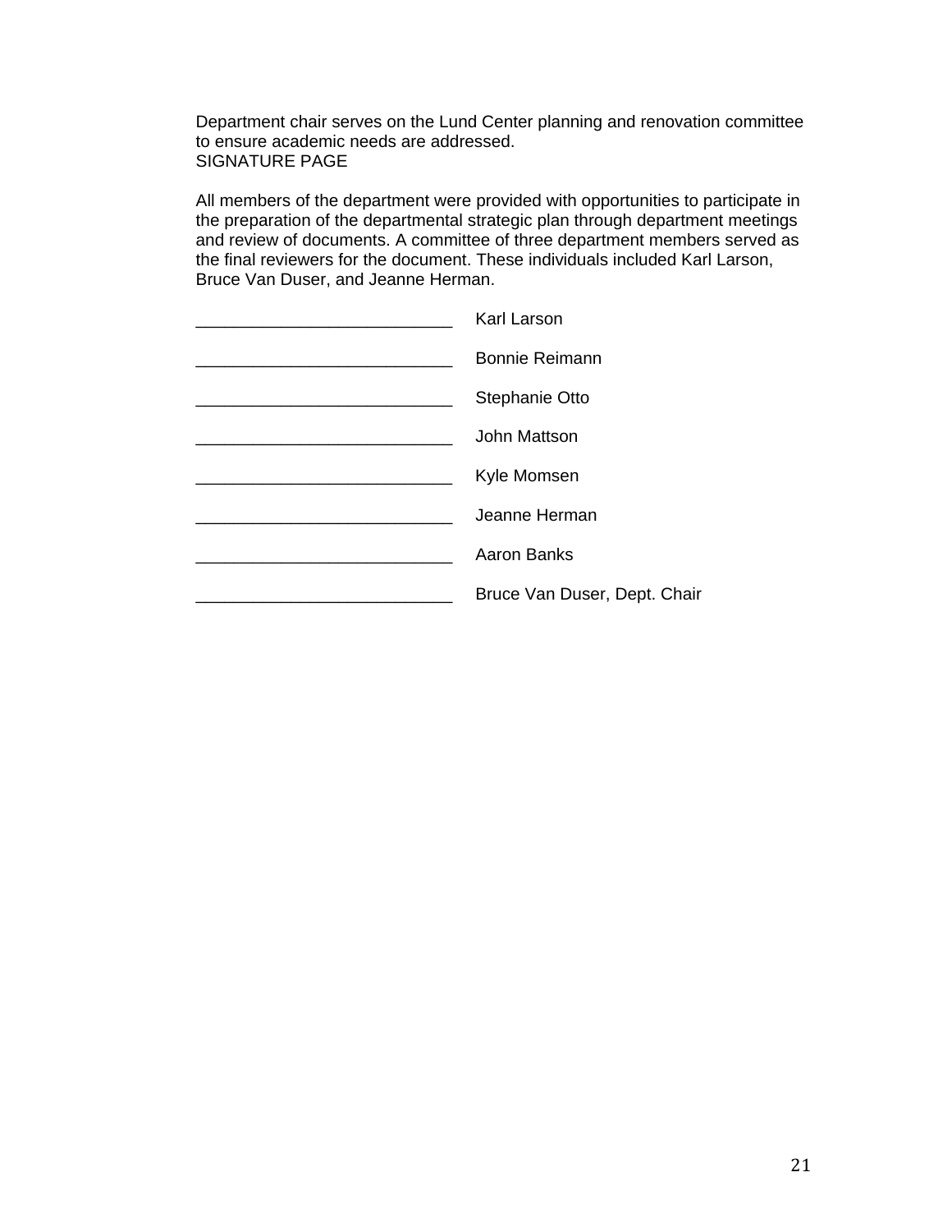Department chair serves on the Lund Center planning and renovation committee to ensure academic needs are addressed.

SIGNATURE PAGE

All members of the department were provided with opportunities to participate in the preparation of the departmental strategic plan through department meetings and review of documents. A committee of three department members served as the final reviewers for the document. These individuals included Karl Larson, Bruce Van Duser, and Jeanne Herman.

___________________________ Karl Larson

___________________________ Bonnie Reimann

___________________________ Stephanie Otto

___________________________ John Mattson

___________________________ Kyle Momsen

___________________________ Jeanne Herman

___________________________ Aaron Banks

___________________________ Bruce Van Duser, Dept. Chair